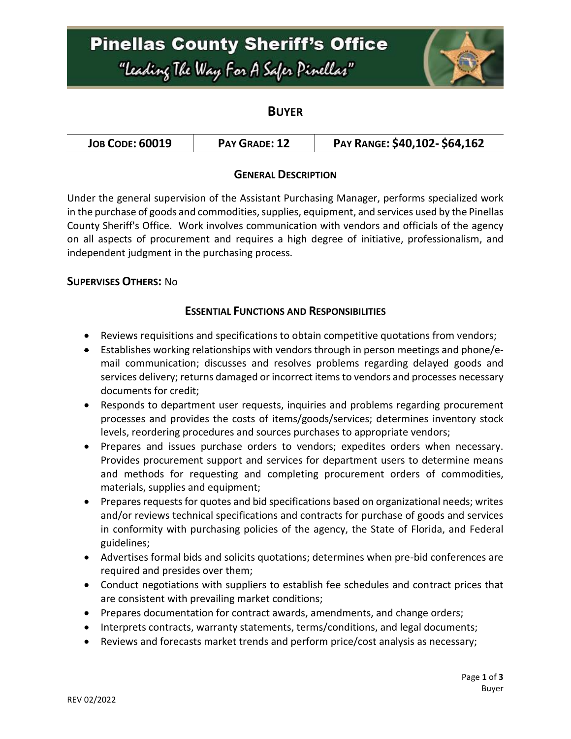# Pinellas County Sheriff's Office

*"Leading The Way For A Safer Pinellas"*

## BUYER

| JOB CODE: 60019 | PAY GRADE: 12 | PAY RANGE: $40,102- $64,162 |
|---|---|---|

### GENERAL DESCRIPTION

Under the general supervision of the Assistant Purchasing Manager, performs specialized work in the purchase of goods and commodities, supplies, equipment, and services used by the Pinellas County Sheriff's Office. Work involves communication with vendors and officials of the agency on all aspects of procurement and requires a high degree of initiative, professionalism, and independent judgment in the purchasing process.

**SUPERVISES OTHERS:** No

### ESSENTIAL FUNCTIONS AND RESPONSIBILITIES

- Reviews requisitions and specifications to obtain competitive quotations from vendors;
- Establishes working relationships with vendors through in person meetings and phone/e-mail communication; discusses and resolves problems regarding delayed goods and services delivery; returns damaged or incorrect items to vendors and processes necessary documents for credit;
- Responds to department user requests, inquiries and problems regarding procurement processes and provides the costs of items/goods/services; determines inventory stock levels, reordering procedures and sources purchases to appropriate vendors;
- Prepares and issues purchase orders to vendors; expedites orders when necessary. Provides procurement support and services for department users to determine means and methods for requesting and completing procurement orders of commodities, materials, supplies and equipment;
- Prepares requests for quotes and bid specifications based on organizational needs; writes and/or reviews technical specifications and contracts for purchase of goods and services in conformity with purchasing policies of the agency, the State of Florida, and Federal guidelines;
- Advertises formal bids and solicits quotations; determines when pre-bid conferences are required and presides over them;
- Conduct negotiations with suppliers to establish fee schedules and contract prices that are consistent with prevailing market conditions;
- Prepares documentation for contract awards, amendments, and change orders;
- Interprets contracts, warranty statements, terms/conditions, and legal documents;
- Reviews and forecasts market trends and perform price/cost analysis as necessary;

REV 02/2022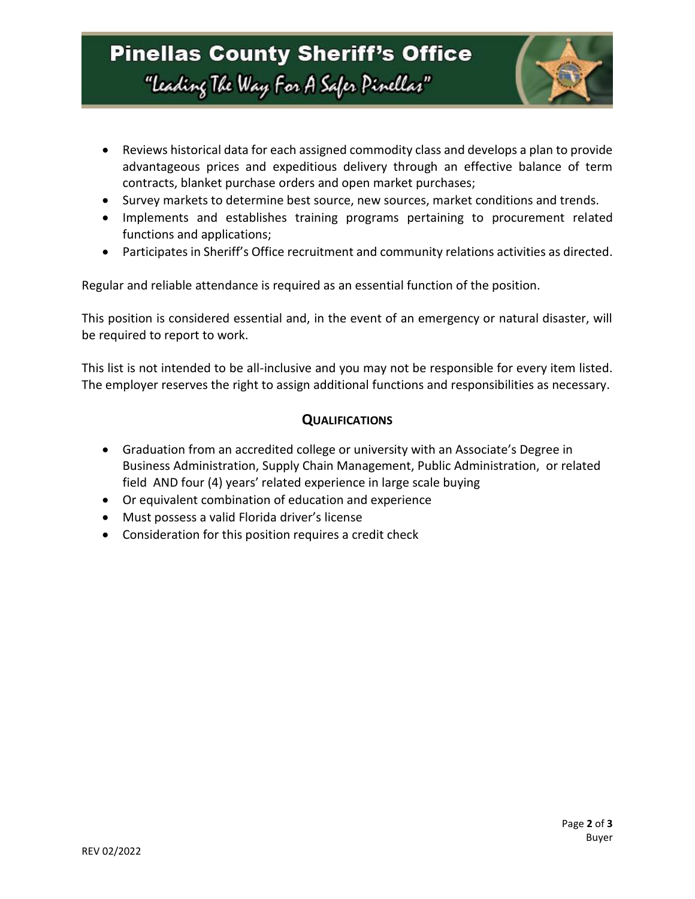- Reviews historical data for each assigned commodity class and develops a plan to provide advantageous prices and expeditious delivery through an effective balance of term contracts, blanket purchase orders and open market purchases;
- Survey markets to determine best source, new sources, market conditions and trends.
- Implements and establishes training programs pertaining to procurement related functions and applications;
- Participates in Sheriff's Office recruitment and community relations activities as directed.

Regular and reliable attendance is required as an essential function of the position.

This position is considered essential and, in the event of an emergency or natural disaster, will be required to report to work.

This list is not intended to be all-inclusive and you may not be responsible for every item listed. The employer reserves the right to assign additional functions and responsibilities as necessary.

## QUALIFICATIONS

- Graduation from an accredited college or university with an Associate's Degree in Business Administration, Supply Chain Management, Public Administration, or related field AND four (4) years' related experience in large scale buying
- Or equivalent combination of education and experience
- Must possess a valid Florida driver's license
- Consideration for this position requires a credit check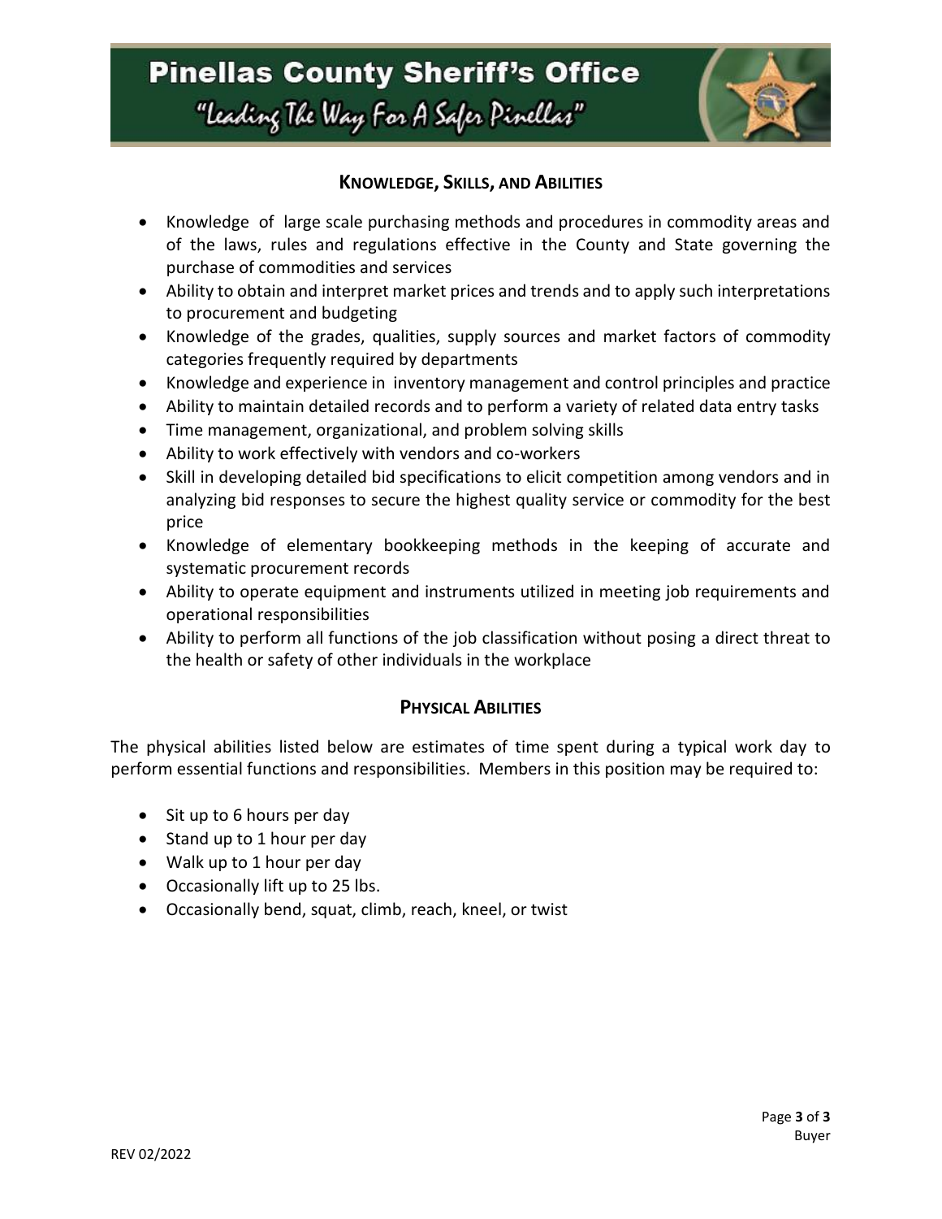## KNOWLEDGE, SKILLS, AND ABILITIES

- Knowledge of large scale purchasing methods and procedures in commodity areas and of the laws, rules and regulations effective in the County and State governing the purchase of commodities and services
- Ability to obtain and interpret market prices and trends and to apply such interpretations to procurement and budgeting
- Knowledge of the grades, qualities, supply sources and market factors of commodity categories frequently required by departments
- Knowledge and experience in inventory management and control principles and practice
- Ability to maintain detailed records and to perform a variety of related data entry tasks
- Time management, organizational, and problem solving skills
- Ability to work effectively with vendors and co-workers
- Skill in developing detailed bid specifications to elicit competition among vendors and in analyzing bid responses to secure the highest quality service or commodity for the best price
- Knowledge of elementary bookkeeping methods in the keeping of accurate and systematic procurement records
- Ability to operate equipment and instruments utilized in meeting job requirements and operational responsibilities
- Ability to perform all functions of the job classification without posing a direct threat to the health or safety of other individuals in the workplace

## PHYSICAL ABILITIES

The physical abilities listed below are estimates of time spent during a typical work day to perform essential functions and responsibilities. Members in this position may be required to:

- Sit up to 6 hours per day
- Stand up to 1 hour per day
- Walk up to 1 hour per day
- Occasionally lift up to 25 lbs.
- Occasionally bend, squat, climb, reach, kneel, or twist